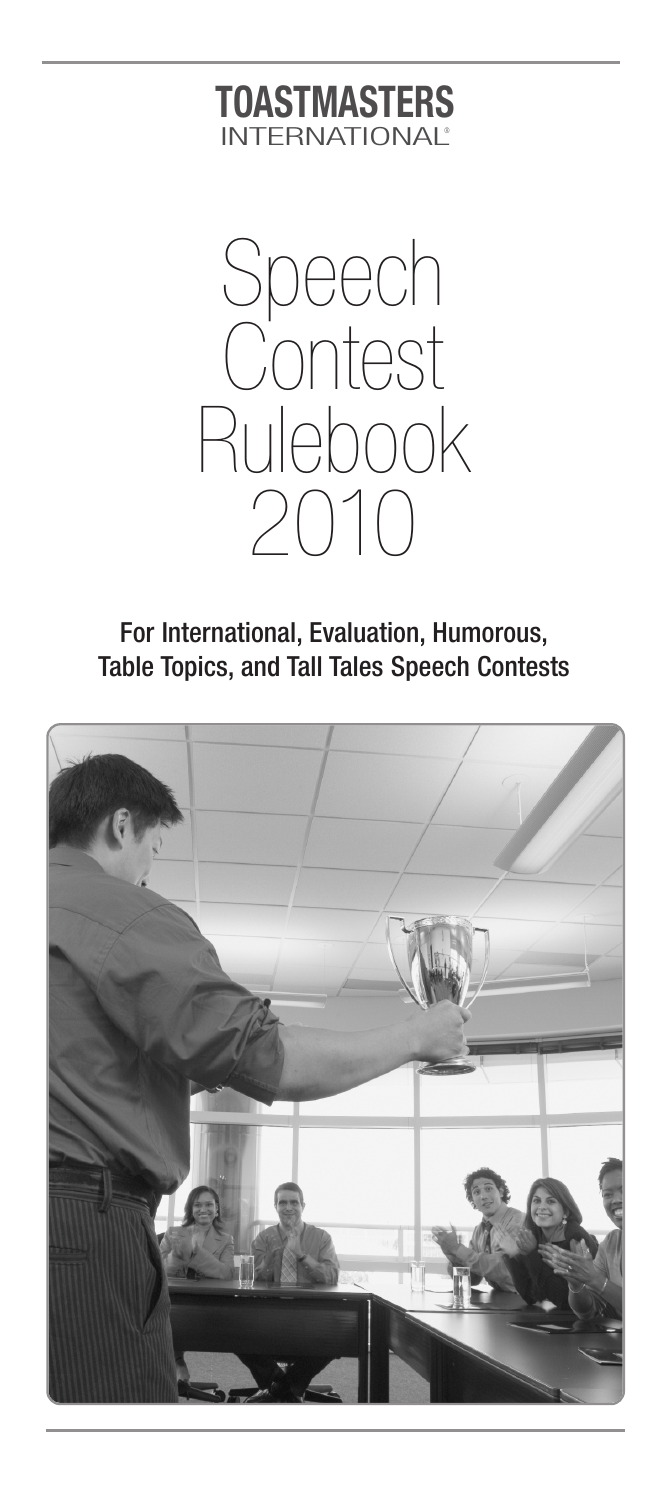**TOASTMASTERS**
INTERNATIONAL®

# Speech Contest Rulebook 2010

**For International, Evaluation, Humorous, Table Topics, and Tall Tales Speech Contests**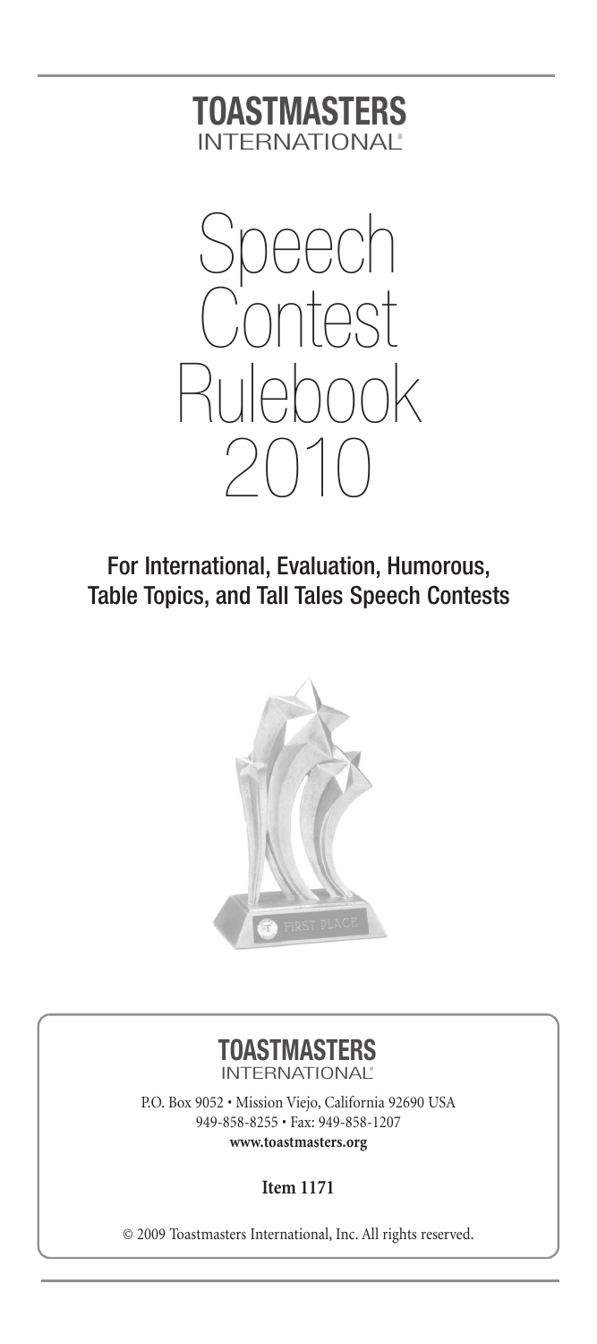# TOASTMASTERS INTERNATIONAL®

# Speech Contest Rulebook 2010

## For International, Evaluation, Humorous, Table Topics, and Tall Tales Speech Contests

**TOASTMASTERS INTERNATIONAL®**

P.O. Box 9052 • Mission Viejo, California 92690 USA
949-858-8255 • Fax: 949-858-1207
**www.toastmasters.org**

**Item 1171**

© 2009 Toastmasters International, Inc. All rights reserved.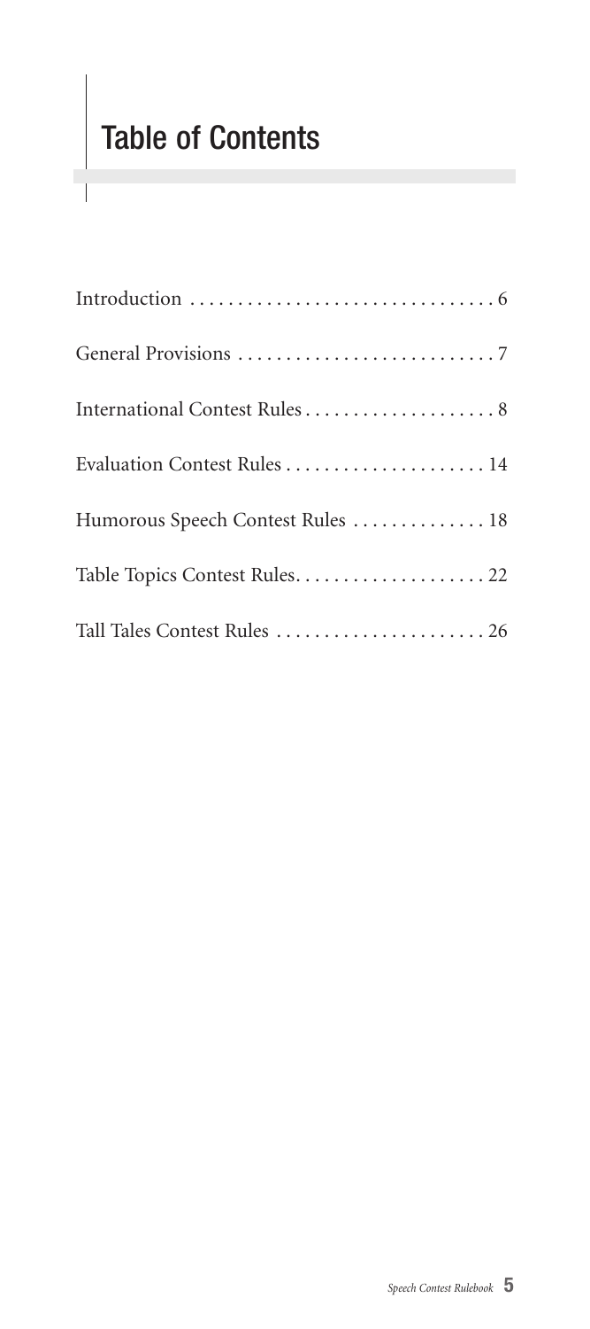# Table of Contents

| | |
|---|---|
| Introduction | 6 |
| General Provisions | 7 |
| International Contest Rules | 8 |
| Evaluation Contest Rules | 14 |
| Humorous Speech Contest Rules | 18 |
| Table Topics Contest Rules | 22 |
| Tall Tales Contest Rules | 26 |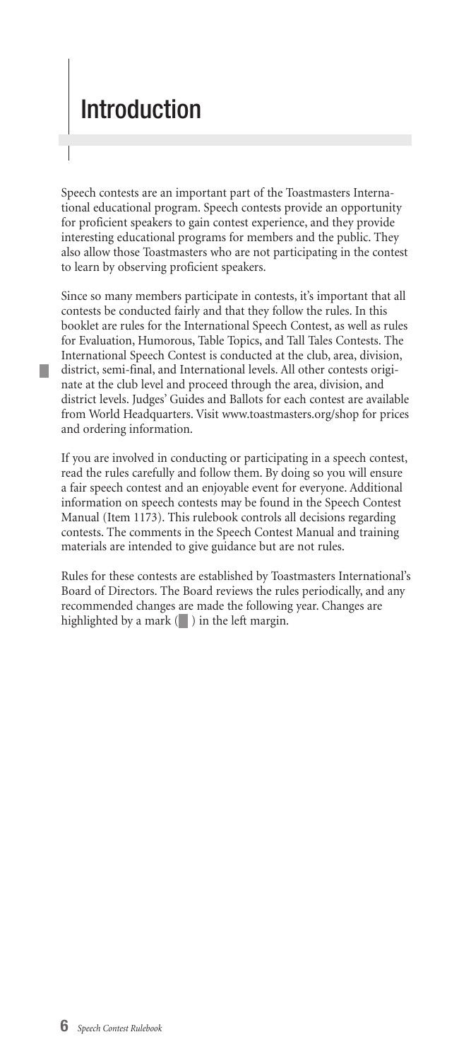# Introduction

Speech contests are an important part of the Toastmasters International educational program. Speech contests provide an opportunity for proficient speakers to gain contest experience, and they provide interesting educational programs for members and the public. They also allow those Toastmasters who are not participating in the contest to learn by observing proficient speakers.

Since so many members participate in contests, it's important that all contests be conducted fairly and that they follow the rules. In this booklet are rules for the International Speech Contest, as well as rules for Evaluation, Humorous, Table Topics, and Tall Tales Contests. The International Speech Contest is conducted at the club, area, division, district, semi-final, and International levels. All other contests originate at the club level and proceed through the area, division, and district levels. Judges' Guides and Ballots for each contest are available from World Headquarters. Visit www.toastmasters.org/shop for prices and ordering information.

If you are involved in conducting or participating in a speech contest, read the rules carefully and follow them. By doing so you will ensure a fair speech contest and an enjoyable event for everyone. Additional information on speech contests may be found in the Speech Contest Manual (Item 1173). This rulebook controls all decisions regarding contests. The comments in the Speech Contest Manual and training materials are intended to give guidance but are not rules.

Rules for these contests are established by Toastmasters International's Board of Directors. The Board reviews the rules periodically, and any recommended changes are made the following year. Changes are highlighted by a mark (▮) in the left margin.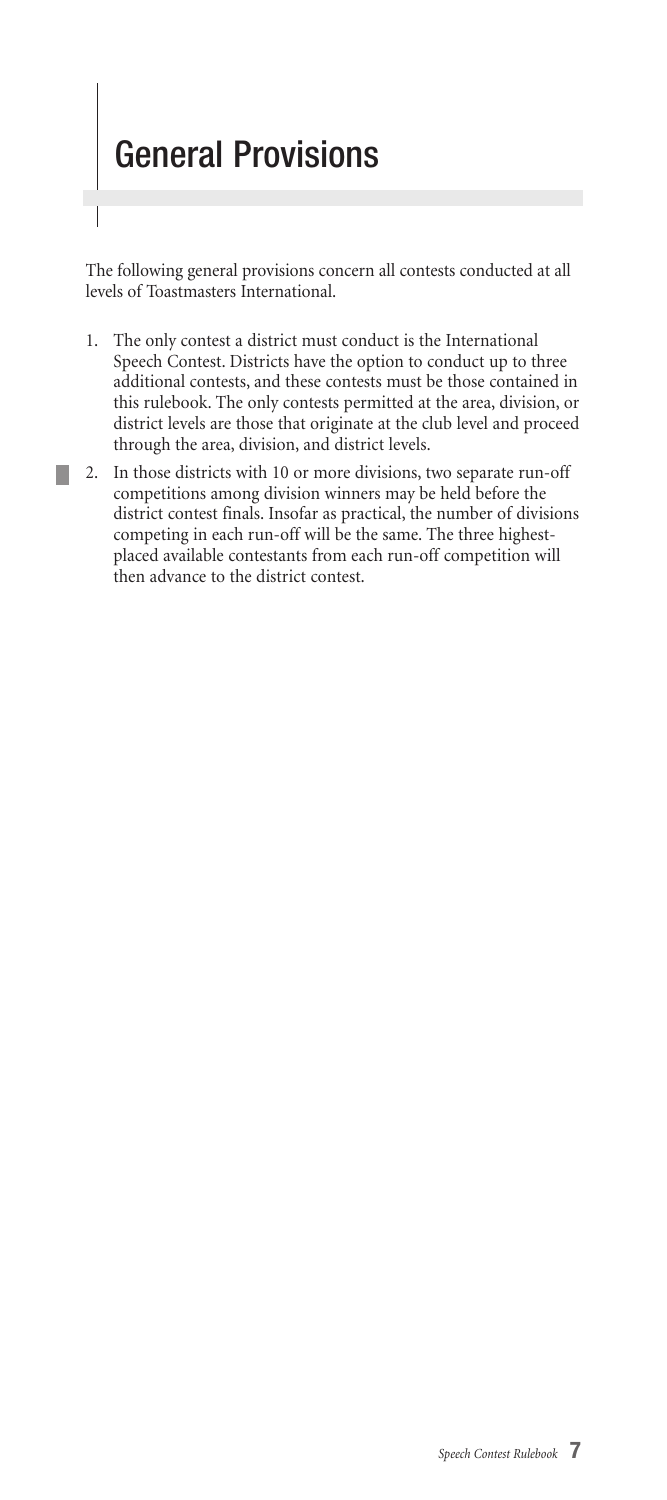# General Provisions

The following general provisions concern all contests conducted at all levels of Toastmasters International.

1. The only contest a district must conduct is the International Speech Contest. Districts have the option to conduct up to three additional contests, and these contests must be those contained in this rulebook. The only contests permitted at the area, division, or district levels are those that originate at the club level and proceed through the area, division, and district levels.
2. In those districts with 10 or more divisions, two separate run-off competitions among division winners may be held before the district contest finals. Insofar as practical, the number of divisions competing in each run-off will be the same. The three highest-placed available contestants from each run-off competition will then advance to the district contest.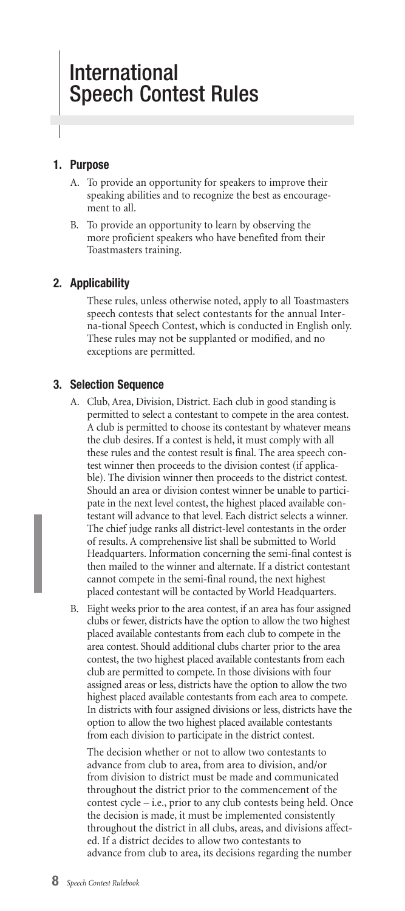# International Speech Contest Rules

## 1. Purpose

A. To provide an opportunity for speakers to improve their speaking abilities and to recognize the best as encouragement to all.

B. To provide an opportunity to learn by observing the more proficient speakers who have benefited from their Toastmasters training.

## 2. Applicability

These rules, unless otherwise noted, apply to all Toastmasters speech contests that select contestants for the annual International Speech Contest, which is conducted in English only. These rules may not be supplanted or modified, and no exceptions are permitted.

## 3. Selection Sequence

A. Club, Area, Division, District. Each club in good standing is permitted to select a contestant to compete in the area contest. A club is permitted to choose its contestant by whatever means the club desires. If a contest is held, it must comply with all these rules and the contest result is final. The area speech contest winner then proceeds to the division contest (if applicable). The division winner then proceeds to the district contest. Should an area or division contest winner be unable to participate in the next level contest, the highest placed available contestant will advance to that level. Each district selects a winner. The chief judge ranks all district-level contestants in the order of results. A comprehensive list shall be submitted to World Headquarters. Information concerning the semi-final contest is then mailed to the winner and alternate. If a district contestant cannot compete in the semi-final round, the next highest placed contestant will be contacted by World Headquarters.

B. Eight weeks prior to the area contest, if an area has four assigned clubs or fewer, districts have the option to allow the two highest placed available contestants from each club to compete in the area contest. Should additional clubs charter prior to the area contest, the two highest placed available contestants from each club are permitted to compete. In those divisions with four assigned areas or less, districts have the option to allow the two highest placed available contestants from each area to compete. In districts with four assigned divisions or less, districts have the option to allow the two highest placed available contestants from each division to participate in the district contest.

The decision whether or not to allow two contestants to advance from club to area, from area to division, and/or from division to district must be made and communicated throughout the district prior to the commencement of the contest cycle – i.e., prior to any club contests being held. Once the decision is made, it must be implemented consistently throughout the district in all clubs, areas, and divisions affected. If a district decides to allow two contestants to advance from club to area, its decisions regarding the number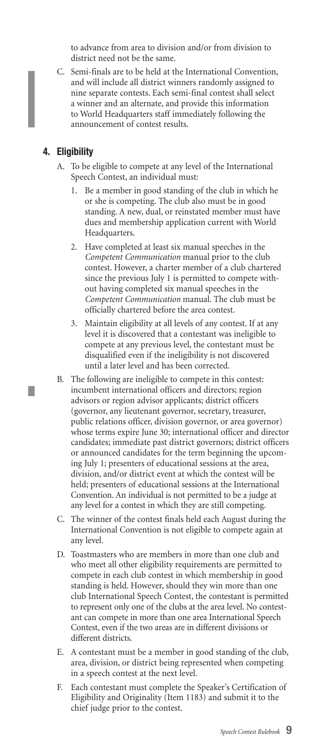to advance from area to division and/or from division to district need not be the same.

C. Semi-finals are to be held at the International Convention, and will include all district winners randomly assigned to nine separate contests. Each semi-final contest shall select a winner and an alternate, and provide this information to World Headquarters staff immediately following the announcement of contest results.

## 4. Eligibility

A. To be eligible to compete at any level of the International Speech Contest, an individual must:

   1. Be a member in good standing of the club in which he or she is competing. The club also must be in good standing. A new, dual, or reinstated member must have dues and membership application current with World Headquarters.

   2. Have completed at least six manual speeches in the *Competent Communication* manual prior to the club contest. However, a charter member of a club chartered since the previous July 1 is permitted to compete without having completed six manual speeches in the *Competent Communication* manual. The club must be officially chartered before the area contest.

   3. Maintain eligibility at all levels of any contest. If at any level it is discovered that a contestant was ineligible to compete at any previous level, the contestant must be disqualified even if the ineligibility is not discovered until a later level and has been corrected.

B. The following are ineligible to compete in this contest: incumbent international officers and directors; region advisors or region advisor applicants; district officers (governor, any lieutenant governor, secretary, treasurer, public relations officer, division governor, or area governor) whose terms expire June 30; international officer and director candidates; immediate past district governors; district officers or announced candidates for the term beginning the upcoming July 1; presenters of educational sessions at the area, division, and/or district event at which the contest will be held; presenters of educational sessions at the International Convention. An individual is not permitted to be a judge at any level for a contest in which they are still competing.

C. The winner of the contest finals held each August during the International Convention is not eligible to compete again at any level.

D. Toastmasters who are members in more than one club and who meet all other eligibility requirements are permitted to compete in each club contest in which membership in good standing is held. However, should they win more than one club International Speech Contest, the contestant is permitted to represent only one of the clubs at the area level. No contestant can compete in more than one area International Speech Contest, even if the two areas are in different divisions or different districts.

E. A contestant must be a member in good standing of the club, area, division, or district being represented when competing in a speech contest at the next level.

F. Each contestant must complete the Speaker's Certification of Eligibility and Originality (Item 1183) and submit it to the chief judge prior to the contest.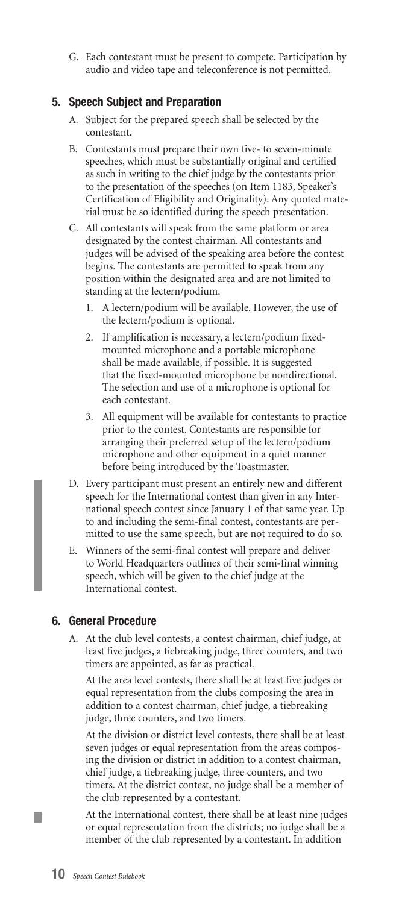G. Each contestant must be present to compete. Participation by audio and video tape and teleconference is not permitted.

## 5. Speech Subject and Preparation

A. Subject for the prepared speech shall be selected by the contestant.

B. Contestants must prepare their own five- to seven-minute speeches, which must be substantially original and certified as such in writing to the chief judge by the contestants prior to the presentation of the speeches (on Item 1183, Speaker's Certification of Eligibility and Originality). Any quoted material must be so identified during the speech presentation.

C. All contestants will speak from the same platform or area designated by the contest chairman. All contestants and judges will be advised of the speaking area before the contest begins. The contestants are permitted to speak from any position within the designated area and are not limited to standing at the lectern/podium.

1. A lectern/podium will be available. However, the use of the lectern/podium is optional.
2. If amplification is necessary, a lectern/podium fixed-mounted microphone and a portable microphone shall be made available, if possible. It is suggested that the fixed-mounted microphone be nondirectional. The selection and use of a microphone is optional for each contestant.
3. All equipment will be available for contestants to practice prior to the contest. Contestants are responsible for arranging their preferred setup of the lectern/podium microphone and other equipment in a quiet manner before being introduced by the Toastmaster.

D. Every participant must present an entirely new and different speech for the International contest than given in any International speech contest since January 1 of that same year. Up to and including the semi-final contest, contestants are permitted to use the same speech, but are not required to do so.

E. Winners of the semi-final contest will prepare and deliver to World Headquarters outlines of their semi-final winning speech, which will be given to the chief judge at the International contest.

## 6. General Procedure

A. At the club level contests, a contest chairman, chief judge, at least five judges, a tiebreaking judge, three counters, and two timers are appointed, as far as practical.

At the area level contests, there shall be at least five judges or equal representation from the clubs composing the area in addition to a contest chairman, chief judge, a tiebreaking judge, three counters, and two timers.

At the division or district level contests, there shall be at least seven judges or equal representation from the areas composing the division or district in addition to a contest chairman, chief judge, a tiebreaking judge, three counters, and two timers. At the district contest, no judge shall be a member of the club represented by a contestant.

At the International contest, there shall be at least nine judges or equal representation from the districts; no judge shall be a member of the club represented by a contestant. In addition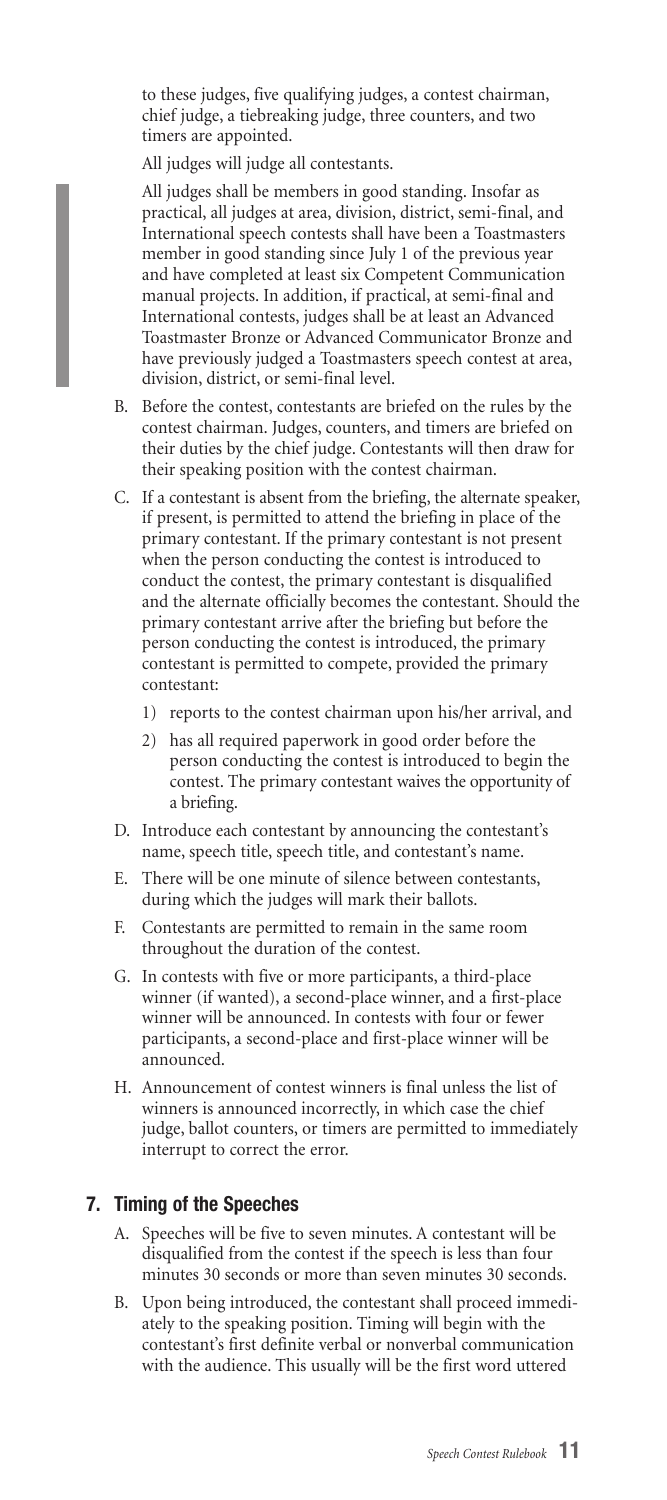to these judges, five qualifying judges, a contest chairman, chief judge, a tiebreaking judge, three counters, and two timers are appointed.

All judges will judge all contestants.

All judges shall be members in good standing. Insofar as practical, all judges at area, division, district, semi-final, and International speech contests shall have been a Toastmasters member in good standing since July 1 of the previous year and have completed at least six Competent Communication manual projects. In addition, if practical, at semi-final and International contests, judges shall be at least an Advanced Toastmaster Bronze or Advanced Communicator Bronze and have previously judged a Toastmasters speech contest at area, division, district, or semi-final level.

B. Before the contest, contestants are briefed on the rules by the contest chairman. Judges, counters, and timers are briefed on their duties by the chief judge. Contestants will then draw for their speaking position with the contest chairman.

C. If a contestant is absent from the briefing, the alternate speaker, if present, is permitted to attend the briefing in place of the primary contestant. If the primary contestant is not present when the person conducting the contest is introduced to conduct the contest, the primary contestant is disqualified and the alternate officially becomes the contestant. Should the primary contestant arrive after the briefing but before the person conducting the contest is introduced, the primary contestant is permitted to compete, provided the primary contestant:

1) reports to the contest chairman upon his/her arrival, and

2) has all required paperwork in good order before the person conducting the contest is introduced to begin the contest. The primary contestant waives the opportunity of a briefing.

D. Introduce each contestant by announcing the contestant's name, speech title, speech title, and contestant's name.

E. There will be one minute of silence between contestants, during which the judges will mark their ballots.

F. Contestants are permitted to remain in the same room throughout the duration of the contest.

G. In contests with five or more participants, a third-place winner (if wanted), a second-place winner, and a first-place winner will be announced. In contests with four or fewer participants, a second-place and first-place winner will be announced.

H. Announcement of contest winners is final unless the list of winners is announced incorrectly, in which case the chief judge, ballot counters, or timers are permitted to immediately interrupt to correct the error.

## 7. Timing of the Speeches

A. Speeches will be five to seven minutes. A contestant will be disqualified from the contest if the speech is less than four minutes 30 seconds or more than seven minutes 30 seconds.

B. Upon being introduced, the contestant shall proceed immediately to the speaking position. Timing will begin with the contestant's first definite verbal or nonverbal communication with the audience. This usually will be the first word uttered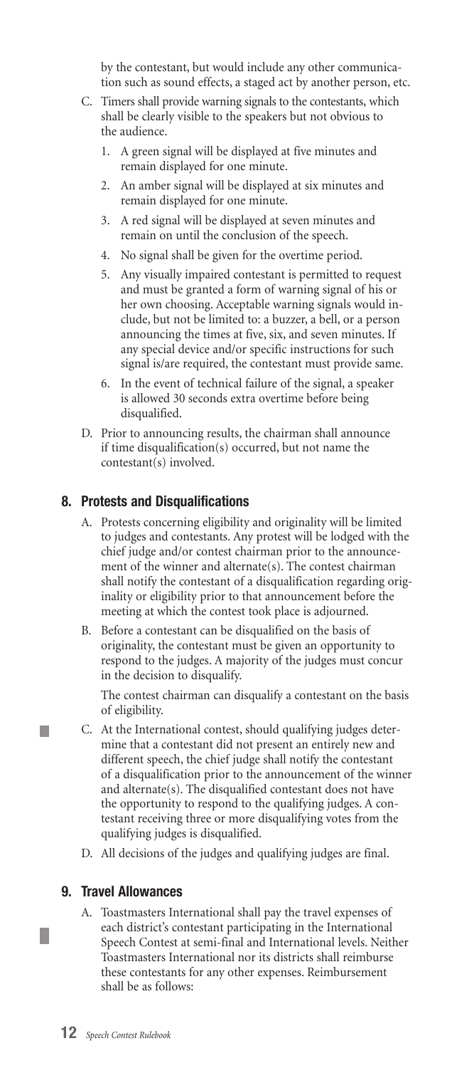by the contestant, but would include any other communication such as sound effects, a staged act by another person, etc.

C. Timers shall provide warning signals to the contestants, which shall be clearly visible to the speakers but not obvious to the audience.

   1. A green signal will be displayed at five minutes and remain displayed for one minute.
   2. An amber signal will be displayed at six minutes and remain displayed for one minute.
   3. A red signal will be displayed at seven minutes and remain on until the conclusion of the speech.
   4. No signal shall be given for the overtime period.
   5. Any visually impaired contestant is permitted to request and must be granted a form of warning signal of his or her own choosing. Acceptable warning signals would include, but not be limited to: a buzzer, a bell, or a person announcing the times at five, six, and seven minutes. If any special device and/or specific instructions for such signal is/are required, the contestant must provide same.
   6. In the event of technical failure of the signal, a speaker is allowed 30 seconds extra overtime before being disqualified.

D. Prior to announcing results, the chairman shall announce if time disqualification(s) occurred, but not name the contestant(s) involved.

## 8. Protests and Disqualifications

A. Protests concerning eligibility and originality will be limited to judges and contestants. Any protest will be lodged with the chief judge and/or contest chairman prior to the announcement of the winner and alternate(s). The contest chairman shall notify the contestant of a disqualification regarding originality or eligibility prior to that announcement before the meeting at which the contest took place is adjourned.

B. Before a contestant can be disqualified on the basis of originality, the contestant must be given an opportunity to respond to the judges. A majority of the judges must concur in the decision to disqualify.

   The contest chairman can disqualify a contestant on the basis of eligibility.

C. At the International contest, should qualifying judges determine that a contestant did not present an entirely new and different speech, the chief judge shall notify the contestant of a disqualification prior to the announcement of the winner and alternate(s). The disqualified contestant does not have the opportunity to respond to the qualifying judges. A contestant receiving three or more disqualifying votes from the qualifying judges is disqualified.

D. All decisions of the judges and qualifying judges are final.

## 9. Travel Allowances

A. Toastmasters International shall pay the travel expenses of each district's contestant participating in the International Speech Contest at semi-final and International levels. Neither Toastmasters International nor its districts shall reimburse these contestants for any other expenses. Reimbursement shall be as follows: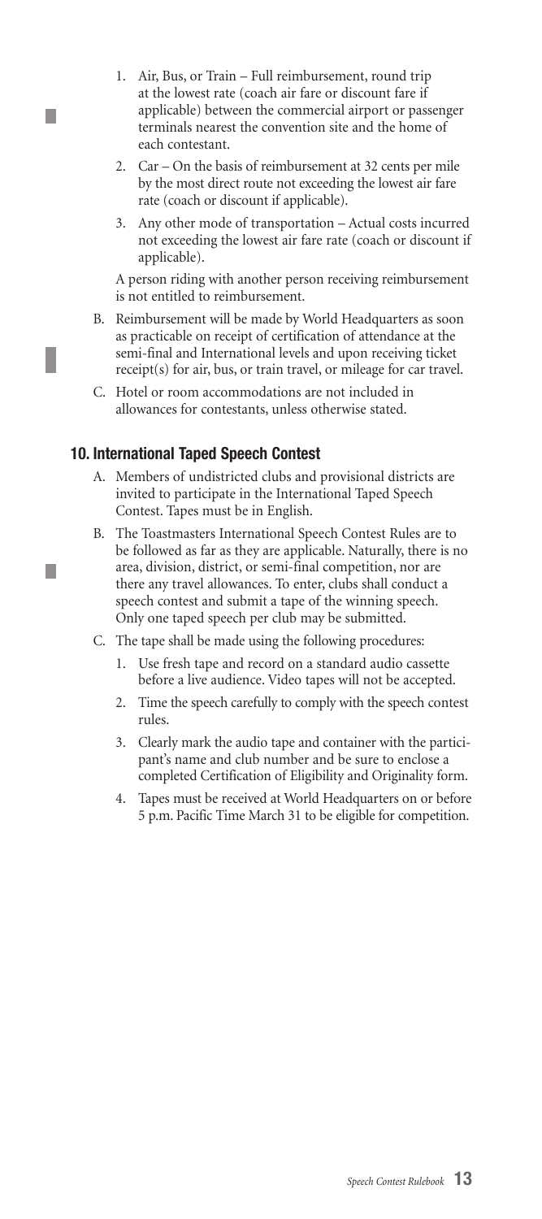1. Air, Bus, or Train – Full reimbursement, round trip at the lowest rate (coach air fare or discount fare if applicable) between the commercial airport or passenger terminals nearest the convention site and the home of each contestant.
2. Car – On the basis of reimbursement at 32 cents per mile by the most direct route not exceeding the lowest air fare rate (coach or discount if applicable).
3. Any other mode of transportation – Actual costs incurred not exceeding the lowest air fare rate (coach or discount if applicable).

A person riding with another person receiving reimbursement is not entitled to reimbursement.

B. Reimbursement will be made by World Headquarters as soon as practicable on receipt of certification of attendance at the semi-final and International levels and upon receiving ticket receipt(s) for air, bus, or train travel, or mileage for car travel.

C. Hotel or room accommodations are not included in allowances for contestants, unless otherwise stated.

## 10. International Taped Speech Contest

A. Members of undistricted clubs and provisional districts are invited to participate in the International Taped Speech Contest. Tapes must be in English.

B. The Toastmasters International Speech Contest Rules are to be followed as far as they are applicable. Naturally, there is no area, division, district, or semi-final competition, nor are there any travel allowances. To enter, clubs shall conduct a speech contest and submit a tape of the winning speech. Only one taped speech per club may be submitted.

C. The tape shall be made using the following procedures:

1. Use fresh tape and record on a standard audio cassette before a live audience. Video tapes will not be accepted.
2. Time the speech carefully to comply with the speech contest rules.
3. Clearly mark the audio tape and container with the participant's name and club number and be sure to enclose a completed Certification of Eligibility and Originality form.
4. Tapes must be received at World Headquarters on or before 5 p.m. Pacific Time March 31 to be eligible for competition.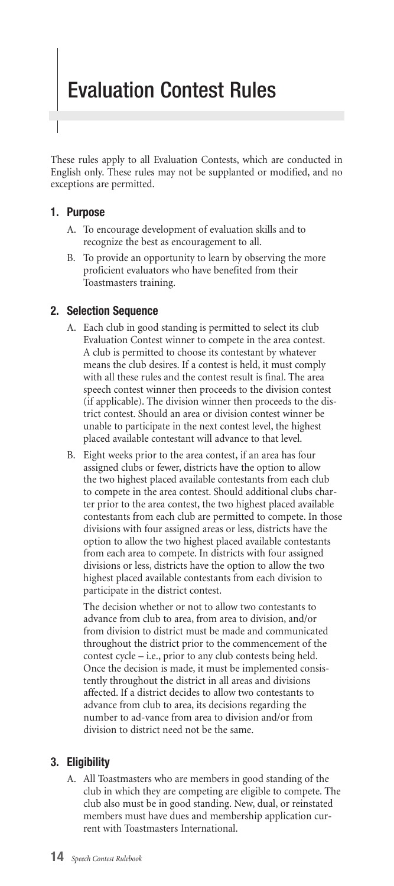# Evaluation Contest Rules

These rules apply to all Evaluation Contests, which are conducted in English only. These rules may not be supplanted or modified, and no exceptions are permitted.

### 1. Purpose

A. To encourage development of evaluation skills and to recognize the best as encouragement to all.

B. To provide an opportunity to learn by observing the more proficient evaluators who have benefited from their Toastmasters training.

### 2. Selection Sequence

A. Each club in good standing is permitted to select its club Evaluation Contest winner to compete in the area contest. A club is permitted to choose its contestant by whatever means the club desires. If a contest is held, it must comply with all these rules and the contest result is final. The area speech contest winner then proceeds to the division contest (if applicable). The division winner then proceeds to the district contest. Should an area or division contest winner be unable to participate in the next contest level, the highest placed available contestant will advance to that level.

B. Eight weeks prior to the area contest, if an area has four assigned clubs or fewer, districts have the option to allow the two highest placed available contestants from each club to compete in the area contest. Should additional clubs charter prior to the area contest, the two highest placed available contestants from each club are permitted to compete. In those divisions with four assigned areas or less, districts have the option to allow the two highest placed available contestants from each area to compete. In districts with four assigned divisions or less, districts have the option to allow the two highest placed available contestants from each division to participate in the district contest.

The decision whether or not to allow two contestants to advance from club to area, from area to division, and/or from division to district must be made and communicated throughout the district prior to the commencement of the contest cycle – i.e., prior to any club contests being held. Once the decision is made, it must be implemented consistently throughout the district in all areas and divisions affected. If a district decides to allow two contestants to advance from club to area, its decisions regarding the number to ad-vance from area to division and/or from division to district need not be the same.

### 3. Eligibility

A. All Toastmasters who are members in good standing of the club in which they are competing are eligible to compete. The club also must be in good standing. New, dual, or reinstated members must have dues and membership application current with Toastmasters International.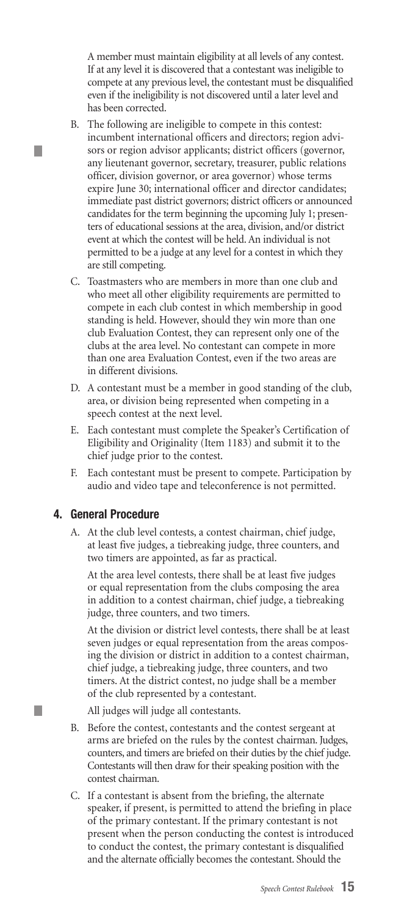A member must maintain eligibility at all levels of any contest. If at any level it is discovered that a contestant was ineligible to compete at any previous level, the contestant must be disqualified even if the ineligibility is not discovered until a later level and has been corrected.

B. The following are ineligible to compete in this contest: incumbent international officers and directors; region advisors or region advisor applicants; district officers (governor, any lieutenant governor, secretary, treasurer, public relations officer, division governor, or area governor) whose terms expire June 30; international officer and director candidates; immediate past district governors; district officers or announced candidates for the term beginning the upcoming July 1; presenters of educational sessions at the area, division, and/or district event at which the contest will be held. An individual is not permitted to be a judge at any level for a contest in which they are still competing.

C. Toastmasters who are members in more than one club and who meet all other eligibility requirements are permitted to compete in each club contest in which membership in good standing is held. However, should they win more than one club Evaluation Contest, they can represent only one of the clubs at the area level. No contestant can compete in more than one area Evaluation Contest, even if the two areas are in different divisions.

D. A contestant must be a member in good standing of the club, area, or division being represented when competing in a speech contest at the next level.

E. Each contestant must complete the Speaker's Certification of Eligibility and Originality (Item 1183) and submit it to the chief judge prior to the contest.

F. Each contestant must be present to compete. Participation by audio and video tape and teleconference is not permitted.

## 4. General Procedure

A. At the club level contests, a contest chairman, chief judge, at least five judges, a tiebreaking judge, three counters, and two timers are appointed, as far as practical.

At the area level contests, there shall be at least five judges or equal representation from the clubs composing the area in addition to a contest chairman, chief judge, a tiebreaking judge, three counters, and two timers.

At the division or district level contests, there shall be at least seven judges or equal representation from the areas composing the division or district in addition to a contest chairman, chief judge, a tiebreaking judge, three counters, and two timers. At the district contest, no judge shall be a member of the club represented by a contestant.

All judges will judge all contestants.

B. Before the contest, contestants and the contest sergeant at arms are briefed on the rules by the contest chairman. Judges, counters, and timers are briefed on their duties by the chief judge. Contestants will then draw for their speaking position with the contest chairman.

C. If a contestant is absent from the briefing, the alternate speaker, if present, is permitted to attend the briefing in place of the primary contestant. If the primary contestant is not present when the person conducting the contest is introduced to conduct the contest, the primary contestant is disqualified and the alternate officially becomes the contestant. Should the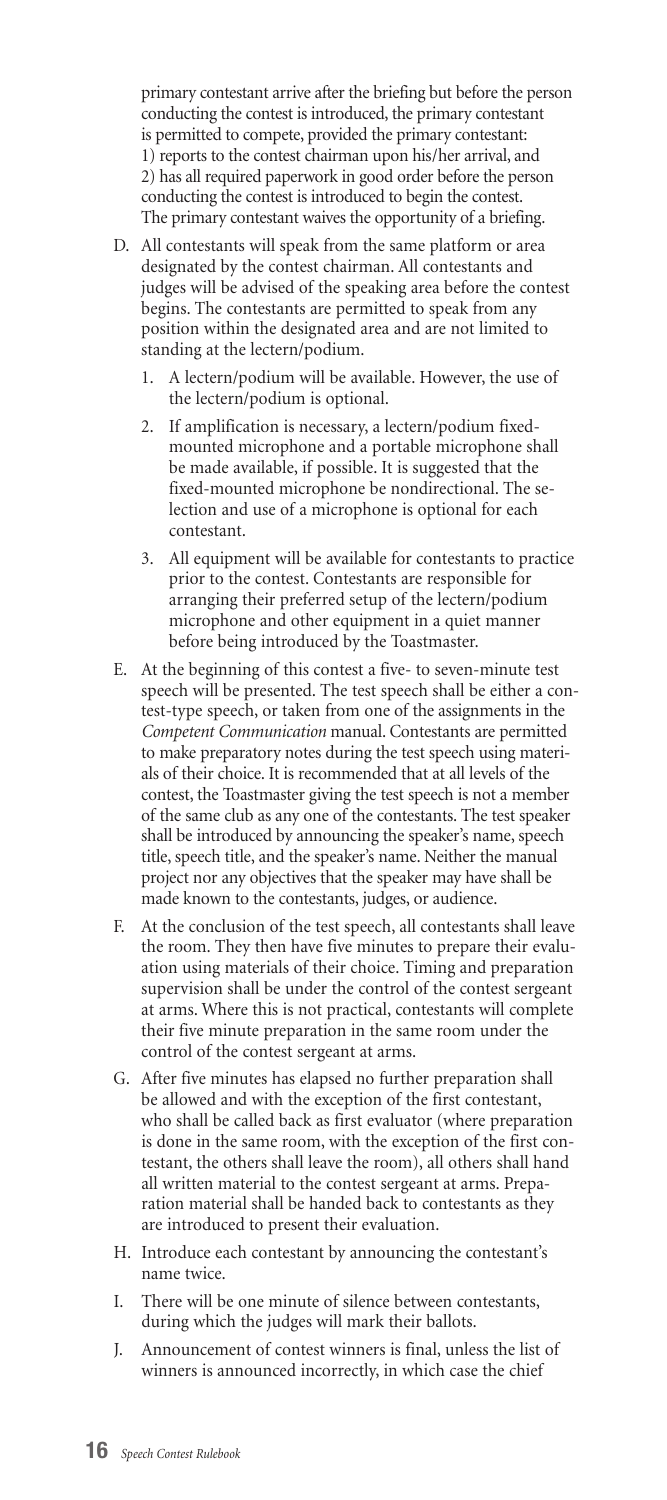primary contestant arrive after the briefing but before the person conducting the contest is introduced, the primary contestant is permitted to compete, provided the primary contestant: 1) reports to the contest chairman upon his/her arrival, and 2) has all required paperwork in good order before the person conducting the contest is introduced to begin the contest. The primary contestant waives the opportunity of a briefing.

D. All contestants will speak from the same platform or area designated by the contest chairman. All contestants and judges will be advised of the speaking area before the contest begins. The contestants are permitted to speak from any position within the designated area and are not limited to standing at the lectern/podium.

   1. A lectern/podium will be available. However, the use of the lectern/podium is optional.

   2. If amplification is necessary, a lectern/podium fixed-mounted microphone and a portable microphone shall be made available, if possible. It is suggested that the fixed-mounted microphone be nondirectional. The selection and use of a microphone is optional for each contestant.

   3. All equipment will be available for contestants to practice prior to the contest. Contestants are responsible for arranging their preferred setup of the lectern/podium microphone and other equipment in a quiet manner before being introduced by the Toastmaster.

E. At the beginning of this contest a five- to seven-minute test speech will be presented. The test speech shall be either a contest-type speech, or taken from one of the assignments in the *Competent Communication* manual. Contestants are permitted to make preparatory notes during the test speech using materials of their choice. It is recommended that at all levels of the contest, the Toastmaster giving the test speech is not a member of the same club as any one of the contestants. The test speaker shall be introduced by announcing the speaker's name, speech title, speech title, and the speaker's name. Neither the manual project nor any objectives that the speaker may have shall be made known to the contestants, judges, or audience.

F. At the conclusion of the test speech, all contestants shall leave the room. They then have five minutes to prepare their evaluation using materials of their choice. Timing and preparation supervision shall be under the control of the contest sergeant at arms. Where this is not practical, contestants will complete their five minute preparation in the same room under the control of the contest sergeant at arms.

G. After five minutes has elapsed no further preparation shall be allowed and with the exception of the first contestant, who shall be called back as first evaluator (where preparation is done in the same room, with the exception of the first contestant, the others shall leave the room), all others shall hand all written material to the contest sergeant at arms. Preparation material shall be handed back to contestants as they are introduced to present their evaluation.

H. Introduce each contestant by announcing the contestant's name twice.

I. There will be one minute of silence between contestants, during which the judges will mark their ballots.

J. Announcement of contest winners is final, unless the list of winners is announced incorrectly, in which case the chief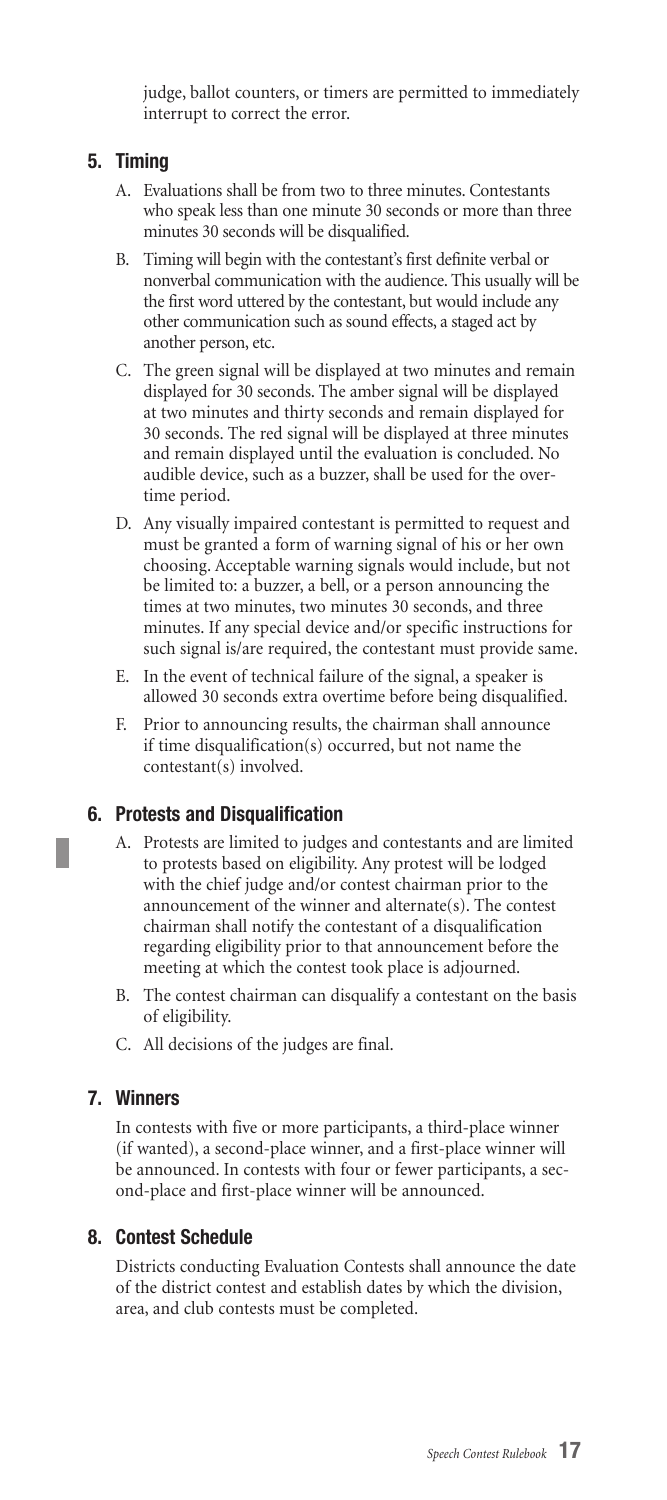judge, ballot counters, or timers are permitted to immediately interrupt to correct the error.

### 5. Timing

A. Evaluations shall be from two to three minutes. Contestants who speak less than one minute 30 seconds or more than three minutes 30 seconds will be disqualified.

B. Timing will begin with the contestant's first definite verbal or nonverbal communication with the audience. This usually will be the first word uttered by the contestant, but would include any other communication such as sound effects, a staged act by another person, etc.

C. The green signal will be displayed at two minutes and remain displayed for 30 seconds. The amber signal will be displayed at two minutes and thirty seconds and remain displayed for 30 seconds. The red signal will be displayed at three minutes and remain displayed until the evaluation is concluded. No audible device, such as a buzzer, shall be used for the overtime period.

D. Any visually impaired contestant is permitted to request and must be granted a form of warning signal of his or her own choosing. Acceptable warning signals would include, but not be limited to: a buzzer, a bell, or a person announcing the times at two minutes, two minutes 30 seconds, and three minutes. If any special device and/or specific instructions for such signal is/are required, the contestant must provide same.

E. In the event of technical failure of the signal, a speaker is allowed 30 seconds extra overtime before being disqualified.

F. Prior to announcing results, the chairman shall announce if time disqualification(s) occurred, but not name the contestant(s) involved.

### 6. Protests and Disqualification

A. Protests are limited to judges and contestants and are limited to protests based on eligibility. Any protest will be lodged with the chief judge and/or contest chairman prior to the announcement of the winner and alternate(s). The contest chairman shall notify the contestant of a disqualification regarding eligibility prior to that announcement before the meeting at which the contest took place is adjourned.

B. The contest chairman can disqualify a contestant on the basis of eligibility.

C. All decisions of the judges are final.

### 7. Winners

In contests with five or more participants, a third-place winner (if wanted), a second-place winner, and a first-place winner will be announced. In contests with four or fewer participants, a second-place and first-place winner will be announced.

### 8. Contest Schedule

Districts conducting Evaluation Contests shall announce the date of the district contest and establish dates by which the division, area, and club contests must be completed.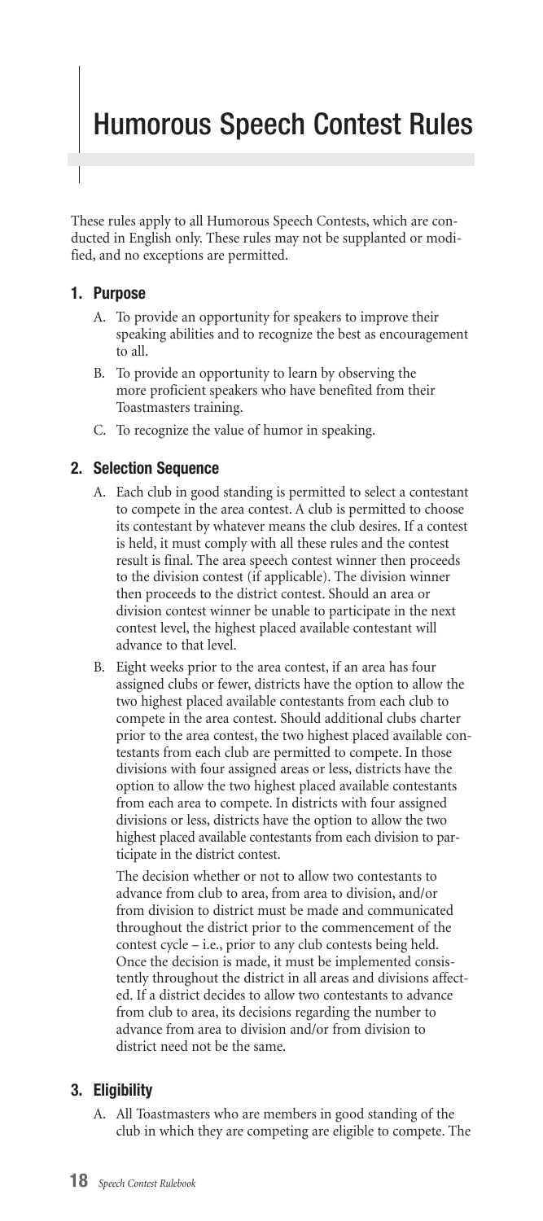# Humorous Speech Contest Rules

These rules apply to all Humorous Speech Contests, which are conducted in English only. These rules may not be supplanted or modified, and no exceptions are permitted.

## 1. Purpose

A. To provide an opportunity for speakers to improve their speaking abilities and to recognize the best as encouragement to all.

B. To provide an opportunity to learn by observing the more proficient speakers who have benefited from their Toastmasters training.

C. To recognize the value of humor in speaking.

## 2. Selection Sequence

A. Each club in good standing is permitted to select a contestant to compete in the area contest. A club is permitted to choose its contestant by whatever means the club desires. If a contest is held, it must comply with all these rules and the contest result is final. The area speech contest winner then proceeds to the division contest (if applicable). The division winner then proceeds to the district contest. Should an area or division contest winner be unable to participate in the next contest level, the highest placed available contestant will advance to that level.

B. Eight weeks prior to the area contest, if an area has four assigned clubs or fewer, districts have the option to allow the two highest placed available contestants from each club to compete in the area contest. Should additional clubs charter prior to the area contest, the two highest placed available contestants from each club are permitted to compete. In those divisions with four assigned areas or less, districts have the option to allow the two highest placed available contestants from each area to compete. In districts with four assigned divisions or less, districts have the option to allow the two highest placed available contestants from each division to participate in the district contest.

The decision whether or not to allow two contestants to advance from club to area, from area to division, and/or from division to district must be made and communicated throughout the district prior to the commencement of the contest cycle – i.e., prior to any club contests being held. Once the decision is made, it must be implemented consistently throughout the district in all areas and divisions affected. If a district decides to allow two contestants to advance from club to area, its decisions regarding the number to advance from area to division and/or from division to district need not be the same.

## 3. Eligibility

A. All Toastmasters who are members in good standing of the club in which they are competing are eligible to compete. The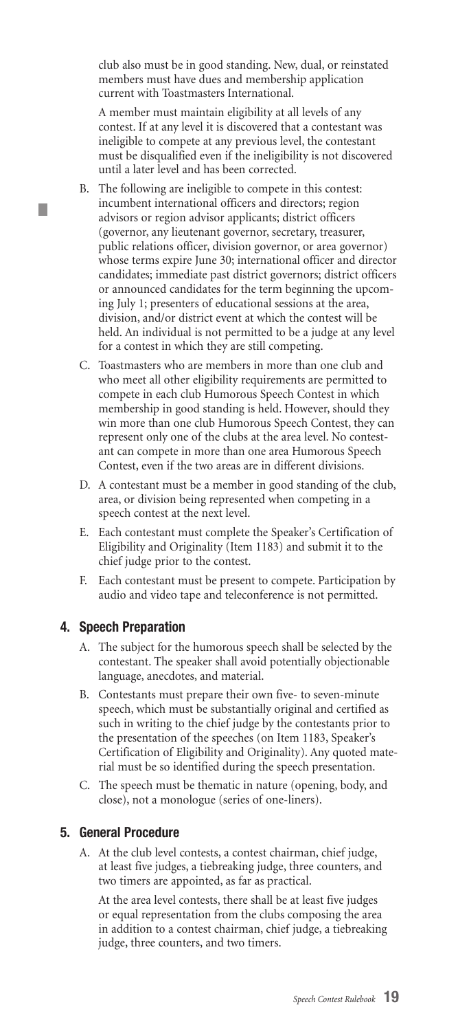club also must be in good standing. New, dual, or reinstated members must have dues and membership application current with Toastmasters International.

A member must maintain eligibility at all levels of any contest. If at any level it is discovered that a contestant was ineligible to compete at any previous level, the contestant must be disqualified even if the ineligibility is not discovered until a later level and has been corrected.

B. The following are ineligible to compete in this contest: incumbent international officers and directors; region advisors or region advisor applicants; district officers (governor, any lieutenant governor, secretary, treasurer, public relations officer, division governor, or area governor) whose terms expire June 30; international officer and director candidates; immediate past district governors; district officers or announced candidates for the term beginning the upcoming July 1; presenters of educational sessions at the area, division, and/or district event at which the contest will be held. An individual is not permitted to be a judge at any level for a contest in which they are still competing.

C. Toastmasters who are members in more than one club and who meet all other eligibility requirements are permitted to compete in each club Humorous Speech Contest in which membership in good standing is held. However, should they win more than one club Humorous Speech Contest, they can represent only one of the clubs at the area level. No contestant can compete in more than one area Humorous Speech Contest, even if the two areas are in different divisions.

D. A contestant must be a member in good standing of the club, area, or division being represented when competing in a speech contest at the next level.

E. Each contestant must complete the Speaker's Certification of Eligibility and Originality (Item 1183) and submit it to the chief judge prior to the contest.

F. Each contestant must be present to compete. Participation by audio and video tape and teleconference is not permitted.

### 4. Speech Preparation

A. The subject for the humorous speech shall be selected by the contestant. The speaker shall avoid potentially objectionable language, anecdotes, and material.

B. Contestants must prepare their own five- to seven-minute speech, which must be substantially original and certified as such in writing to the chief judge by the contestants prior to the presentation of the speeches (on Item 1183, Speaker's Certification of Eligibility and Originality). Any quoted material must be so identified during the speech presentation.

C. The speech must be thematic in nature (opening, body, and close), not a monologue (series of one-liners).

### 5. General Procedure

A. At the club level contests, a contest chairman, chief judge, at least five judges, a tiebreaking judge, three counters, and two timers are appointed, as far as practical.

At the area level contests, there shall be at least five judges or equal representation from the clubs composing the area in addition to a contest chairman, chief judge, a tiebreaking judge, three counters, and two timers.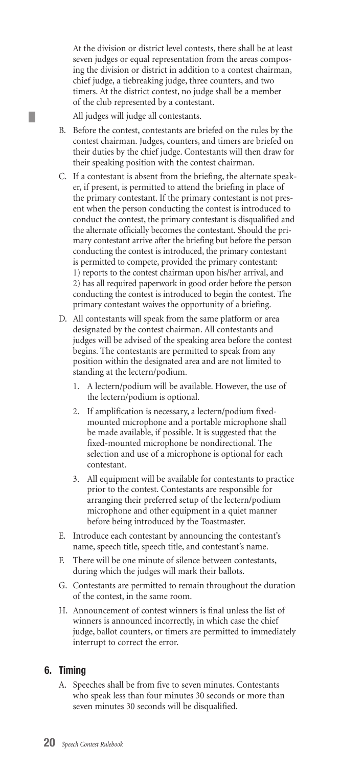At the division or district level contests, there shall be at least seven judges or equal representation from the areas composing the division or district in addition to a contest chairman, chief judge, a tiebreaking judge, three counters, and two timers. At the district contest, no judge shall be a member of the club represented by a contestant.

All judges will judge all contestants.

B. Before the contest, contestants are briefed on the rules by the contest chairman. Judges, counters, and timers are briefed on their duties by the chief judge. Contestants will then draw for their speaking position with the contest chairman.

C. If a contestant is absent from the briefing, the alternate speaker, if present, is permitted to attend the briefing in place of the primary contestant. If the primary contestant is not present when the person conducting the contest is introduced to conduct the contest, the primary contestant is disqualified and the alternate officially becomes the contestant. Should the primary contestant arrive after the briefing but before the person conducting the contest is introduced, the primary contestant is permitted to compete, provided the primary contestant: 1) reports to the contest chairman upon his/her arrival, and 2) has all required paperwork in good order before the person conducting the contest is introduced to begin the contest. The primary contestant waives the opportunity of a briefing.

D. All contestants will speak from the same platform or area designated by the contest chairman. All contestants and judges will be advised of the speaking area before the contest begins. The contestants are permitted to speak from any position within the designated area and are not limited to standing at the lectern/podium.

   1. A lectern/podium will be available. However, the use of the lectern/podium is optional.

   2. If amplification is necessary, a lectern/podium fixed-mounted microphone and a portable microphone shall be made available, if possible. It is suggested that the fixed-mounted microphone be nondirectional. The selection and use of a microphone is optional for each contestant.

   3. All equipment will be available for contestants to practice prior to the contest. Contestants are responsible for arranging their preferred setup of the lectern/podium microphone and other equipment in a quiet manner before being introduced by the Toastmaster.

E. Introduce each contestant by announcing the contestant's name, speech title, speech title, and contestant's name.

F. There will be one minute of silence between contestants, during which the judges will mark their ballots.

G. Contestants are permitted to remain throughout the duration of the contest, in the same room.

H. Announcement of contest winners is final unless the list of winners is announced incorrectly, in which case the chief judge, ballot counters, or timers are permitted to immediately interrupt to correct the error.

## 6. Timing

A. Speeches shall be from five to seven minutes. Contestants who speak less than four minutes 30 seconds or more than seven minutes 30 seconds will be disqualified.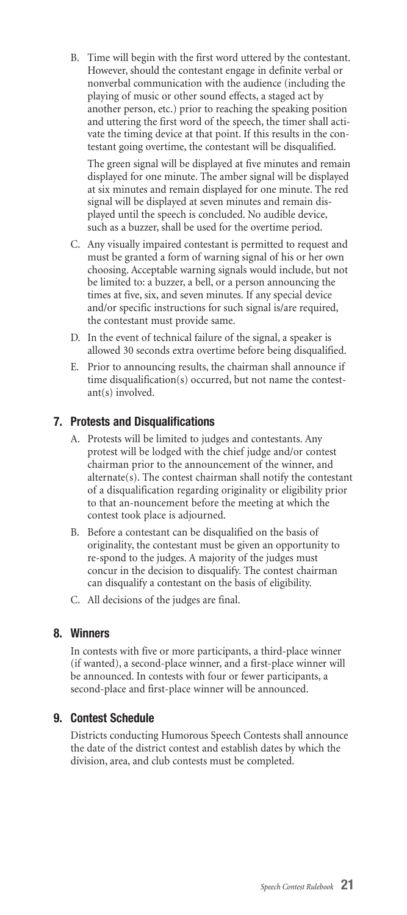B. Time will begin with the first word uttered by the contestant. However, should the contestant engage in definite verbal or nonverbal communication with the audience (including the playing of music or other sound effects, a staged act by another person, etc.) prior to reaching the speaking position and uttering the first word of the speech, the timer shall activate the timing device at that point. If this results in the contestant going overtime, the contestant will be disqualified.

   The green signal will be displayed at five minutes and remain displayed for one minute. The amber signal will be displayed at six minutes and remain displayed for one minute. The red signal will be displayed at seven minutes and remain displayed until the speech is concluded. No audible device, such as a buzzer, shall be used for the overtime period.

C. Any visually impaired contestant is permitted to request and must be granted a form of warning signal of his or her own choosing. Acceptable warning signals would include, but not be limited to: a buzzer, a bell, or a person announcing the times at five, six, and seven minutes. If any special device and/or specific instructions for such signal is/are required, the contestant must provide same.

D. In the event of technical failure of the signal, a speaker is allowed 30 seconds extra overtime before being disqualified.

E. Prior to announcing results, the chairman shall announce if time disqualification(s) occurred, but not name the contestant(s) involved.

## 7. Protests and Disqualifications

A. Protests will be limited to judges and contestants. Any protest will be lodged with the chief judge and/or contest chairman prior to the announcement of the winner, and alternate(s). The contest chairman shall notify the contestant of a disqualification regarding originality or eligibility prior to that an-nouncement before the meeting at which the contest took place is adjourned.

B. Before a contestant can be disqualified on the basis of originality, the contestant must be given an opportunity to re-spond to the judges. A majority of the judges must concur in the decision to disqualify. The contest chairman can disqualify a contestant on the basis of eligibility.

C. All decisions of the judges are final.

## 8. Winners

In contests with five or more participants, a third-place winner (if wanted), a second-place winner, and a first-place winner will be announced. In contests with four or fewer participants, a second-place and first-place winner will be announced.

## 9. Contest Schedule

Districts conducting Humorous Speech Contests shall announce the date of the district contest and establish dates by which the division, area, and club contests must be completed.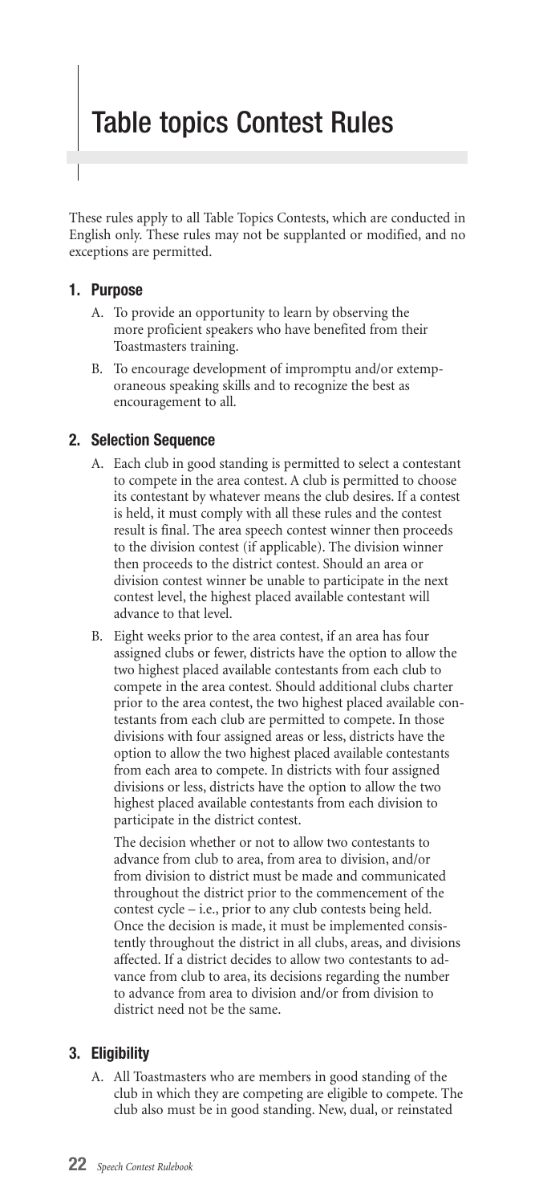# Table topics Contest Rules

These rules apply to all Table Topics Contests, which are conducted in English only. These rules may not be supplanted or modified, and no exceptions are permitted.

## 1. Purpose

A. To provide an opportunity to learn by observing the more proficient speakers who have benefited from their Toastmasters training.

B. To encourage development of impromptu and/or extemporaneous speaking skills and to recognize the best as encouragement to all.

## 2. Selection Sequence

A. Each club in good standing is permitted to select a contestant to compete in the area contest. A club is permitted to choose its contestant by whatever means the club desires. If a contest is held, it must comply with all these rules and the contest result is final. The area speech contest winner then proceeds to the division contest (if applicable). The division winner then proceeds to the district contest. Should an area or division contest winner be unable to participate in the next contest level, the highest placed available contestant will advance to that level.

B. Eight weeks prior to the area contest, if an area has four assigned clubs or fewer, districts have the option to allow the two highest placed available contestants from each club to compete in the area contest. Should additional clubs charter prior to the area contest, the two highest placed available contestants from each club are permitted to compete. In those divisions with four assigned areas or less, districts have the option to allow the two highest placed available contestants from each area to compete. In districts with four assigned divisions or less, districts have the option to allow the two highest placed available contestants from each division to participate in the district contest.

The decision whether or not to allow two contestants to advance from club to area, from area to division, and/or from division to district must be made and communicated throughout the district prior to the commencement of the contest cycle – i.e., prior to any club contests being held. Once the decision is made, it must be implemented consistently throughout the district in all clubs, areas, and divisions affected. If a district decides to allow two contestants to advance from club to area, its decisions regarding the number to advance from area to division and/or from division to district need not be the same.

## 3. Eligibility

A. All Toastmasters who are members in good standing of the club in which they are competing are eligible to compete. The club also must be in good standing. New, dual, or reinstated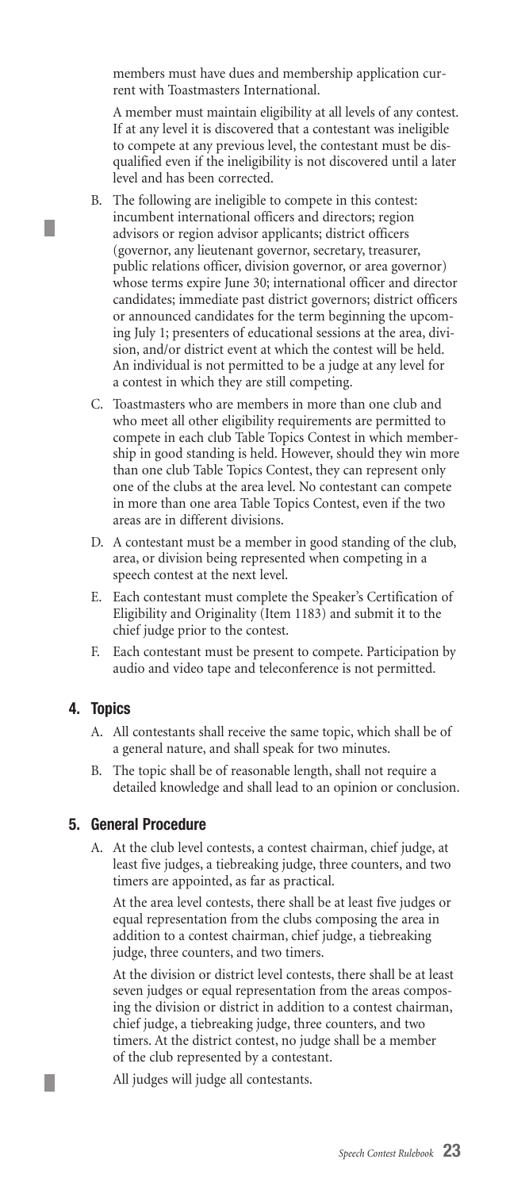members must have dues and membership application current with Toastmasters International.

A member must maintain eligibility at all levels of any contest. If at any level it is discovered that a contestant was ineligible to compete at any previous level, the contestant must be disqualified even if the ineligibility is not discovered until a later level and has been corrected.

B. The following are ineligible to compete in this contest: incumbent international officers and directors; region advisors or region advisor applicants; district officers (governor, any lieutenant governor, secretary, treasurer, public relations officer, division governor, or area governor) whose terms expire June 30; international officer and director candidates; immediate past district governors; district officers or announced candidates for the term beginning the upcoming July 1; presenters of educational sessions at the area, division, and/or district event at which the contest will be held. An individual is not permitted to be a judge at any level for a contest in which they are still competing.

C. Toastmasters who are members in more than one club and who meet all other eligibility requirements are permitted to compete in each club Table Topics Contest in which membership in good standing is held. However, should they win more than one club Table Topics Contest, they can represent only one of the clubs at the area level. No contestant can compete in more than one area Table Topics Contest, even if the two areas are in different divisions.

D. A contestant must be a member in good standing of the club, area, or division being represented when competing in a speech contest at the next level.

E. Each contestant must complete the Speaker's Certification of Eligibility and Originality (Item 1183) and submit it to the chief judge prior to the contest.

F. Each contestant must be present to compete. Participation by audio and video tape and teleconference is not permitted.

## 4. Topics

A. All contestants shall receive the same topic, which shall be of a general nature, and shall speak for two minutes.

B. The topic shall be of reasonable length, shall not require a detailed knowledge and shall lead to an opinion or conclusion.

## 5. General Procedure

A. At the club level contests, a contest chairman, chief judge, at least five judges, a tiebreaking judge, three counters, and two timers are appointed, as far as practical.

At the area level contests, there shall be at least five judges or equal representation from the clubs composing the area in addition to a contest chairman, chief judge, a tiebreaking judge, three counters, and two timers.

At the division or district level contests, there shall be at least seven judges or equal representation from the areas composing the division or district in addition to a contest chairman, chief judge, a tiebreaking judge, three counters, and two timers. At the district contest, no judge shall be a member of the club represented by a contestant.

All judges will judge all contestants.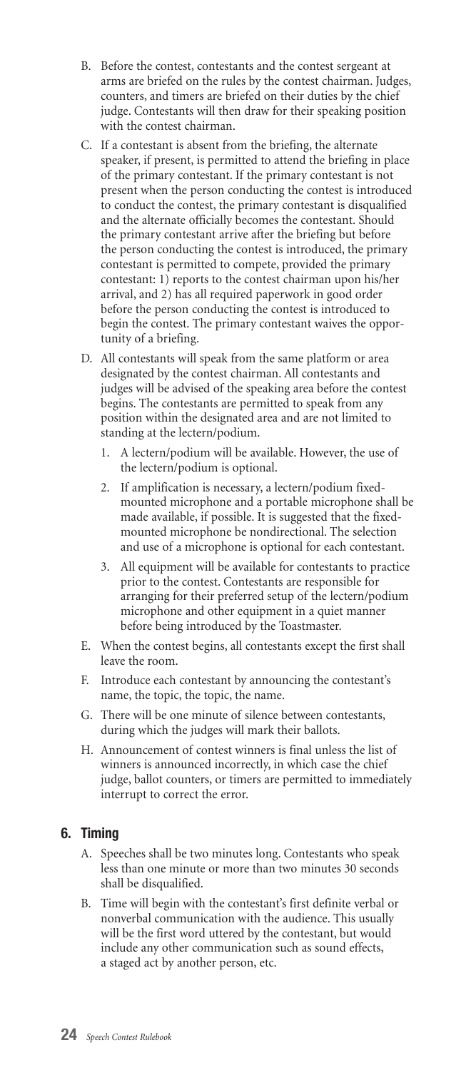B. Before the contest, contestants and the contest sergeant at arms are briefed on the rules by the contest chairman. Judges, counters, and timers are briefed on their duties by the chief judge. Contestants will then draw for their speaking position with the contest chairman.

C. If a contestant is absent from the briefing, the alternate speaker, if present, is permitted to attend the briefing in place of the primary contestant. If the primary contestant is not present when the person conducting the contest is introduced to conduct the contest, the primary contestant is disqualified and the alternate officially becomes the contestant. Should the primary contestant arrive after the briefing but before the person conducting the contest is introduced, the primary contestant is permitted to compete, provided the primary contestant: 1) reports to the contest chairman upon his/her arrival, and 2) has all required paperwork in good order before the person conducting the contest is introduced to begin the contest. The primary contestant waives the opportunity of a briefing.

D. All contestants will speak from the same platform or area designated by the contest chairman. All contestants and judges will be advised of the speaking area before the contest begins. The contestants are permitted to speak from any position within the designated area and are not limited to standing at the lectern/podium.

   1. A lectern/podium will be available. However, the use of the lectern/podium is optional.

   2. If amplification is necessary, a lectern/podium fixed-mounted microphone and a portable microphone shall be made available, if possible. It is suggested that the fixed-mounted microphone be nondirectional. The selection and use of a microphone is optional for each contestant.

   3. All equipment will be available for contestants to practice prior to the contest. Contestants are responsible for arranging for their preferred setup of the lectern/podium microphone and other equipment in a quiet manner before being introduced by the Toastmaster.

E. When the contest begins, all contestants except the first shall leave the room.

F. Introduce each contestant by announcing the contestant's name, the topic, the topic, the name.

G. There will be one minute of silence between contestants, during which the judges will mark their ballots.

H. Announcement of contest winners is final unless the list of winners is announced incorrectly, in which case the chief judge, ballot counters, or timers are permitted to immediately interrupt to correct the error.

## 6. Timing

A. Speeches shall be two minutes long. Contestants who speak less than one minute or more than two minutes 30 seconds shall be disqualified.

B. Time will begin with the contestant's first definite verbal or nonverbal communication with the audience. This usually will be the first word uttered by the contestant, but would include any other communication such as sound effects, a staged act by another person, etc.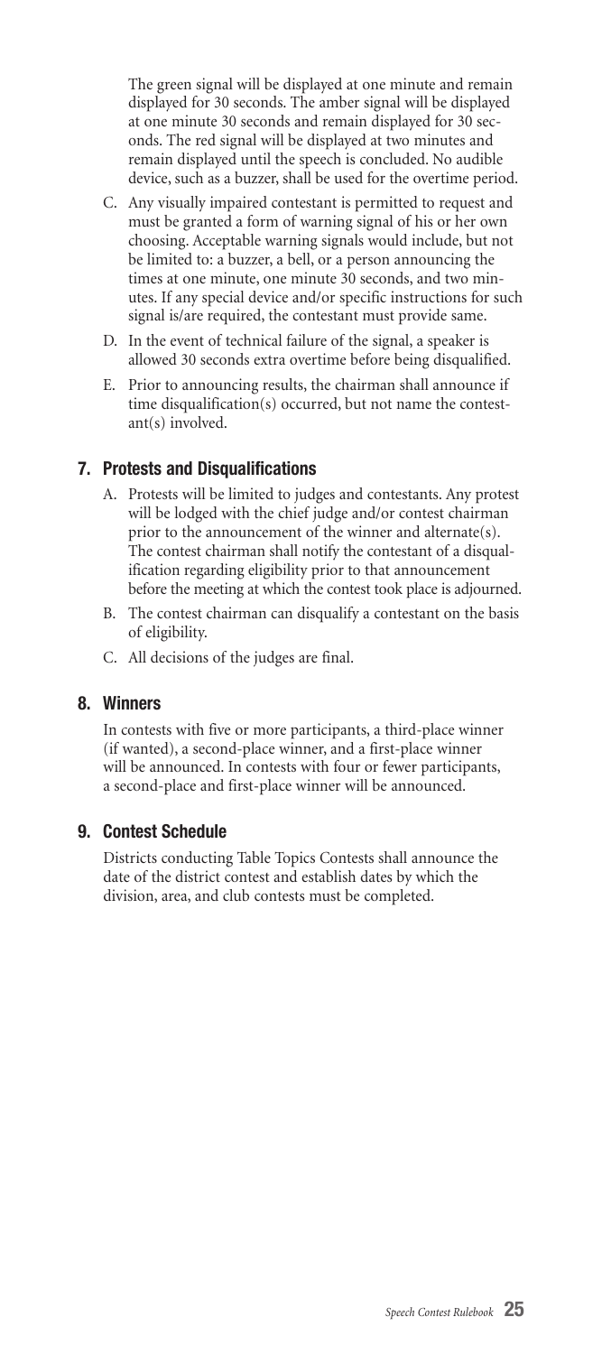The green signal will be displayed at one minute and remain displayed for 30 seconds. The amber signal will be displayed at one minute 30 seconds and remain displayed for 30 seconds. The red signal will be displayed at two minutes and remain displayed until the speech is concluded. No audible device, such as a buzzer, shall be used for the overtime period.

C. Any visually impaired contestant is permitted to request and must be granted a form of warning signal of his or her own choosing. Acceptable warning signals would include, but not be limited to: a buzzer, a bell, or a person announcing the times at one minute, one minute 30 seconds, and two minutes. If any special device and/or specific instructions for such signal is/are required, the contestant must provide same.

D. In the event of technical failure of the signal, a speaker is allowed 30 seconds extra overtime before being disqualified.

E. Prior to announcing results, the chairman shall announce if time disqualification(s) occurred, but not name the contestant(s) involved.

## 7. Protests and Disqualifications

A. Protests will be limited to judges and contestants. Any protest will be lodged with the chief judge and/or contest chairman prior to the announcement of the winner and alternate(s). The contest chairman shall notify the contestant of a disqualification regarding eligibility prior to that announcement before the meeting at which the contest took place is adjourned.

B. The contest chairman can disqualify a contestant on the basis of eligibility.

C. All decisions of the judges are final.

## 8. Winners

In contests with five or more participants, a third-place winner (if wanted), a second-place winner, and a first-place winner will be announced. In contests with four or fewer participants, a second-place and first-place winner will be announced.

## 9. Contest Schedule

Districts conducting Table Topics Contests shall announce the date of the district contest and establish dates by which the division, area, and club contests must be completed.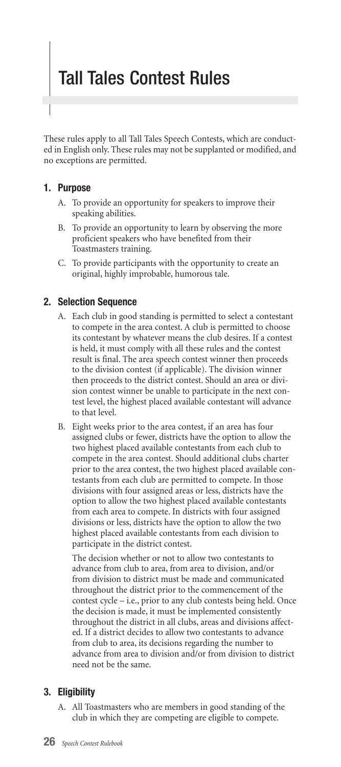# Tall Tales Contest Rules

These rules apply to all Tall Tales Speech Contests, which are conducted in English only. These rules may not be supplanted or modified, and no exceptions are permitted.

## 1. Purpose

A. To provide an opportunity for speakers to improve their speaking abilities.

B. To provide an opportunity to learn by observing the more proficient speakers who have benefited from their Toastmasters training.

C. To provide participants with the opportunity to create an original, highly improbable, humorous tale.

## 2. Selection Sequence

A. Each club in good standing is permitted to select a contestant to compete in the area contest. A club is permitted to choose its contestant by whatever means the club desires. If a contest is held, it must comply with all these rules and the contest result is final. The area speech contest winner then proceeds to the division contest (if applicable). The division winner then proceeds to the district contest. Should an area or division contest winner be unable to participate in the next contest level, the highest placed available contestant will advance to that level.

B. Eight weeks prior to the area contest, if an area has four assigned clubs or fewer, districts have the option to allow the two highest placed available contestants from each club to compete in the area contest. Should additional clubs charter prior to the area contest, the two highest placed available contestants from each club are permitted to compete. In those divisions with four assigned areas or less, districts have the option to allow the two highest placed available contestants from each area to compete. In districts with four assigned divisions or less, districts have the option to allow the two highest placed available contestants from each division to participate in the district contest.

The decision whether or not to allow two contestants to advance from club to area, from area to division, and/or from division to district must be made and communicated throughout the district prior to the commencement of the contest cycle – i.e., prior to any club contests being held. Once the decision is made, it must be implemented consistently throughout the district in all clubs, areas and divisions affected. If a district decides to allow two contestants to advance from club to area, its decisions regarding the number to advance from area to division and/or from division to district need not be the same.

## 3. Eligibility

A. All Toastmasters who are members in good standing of the club in which they are competing are eligible to compete.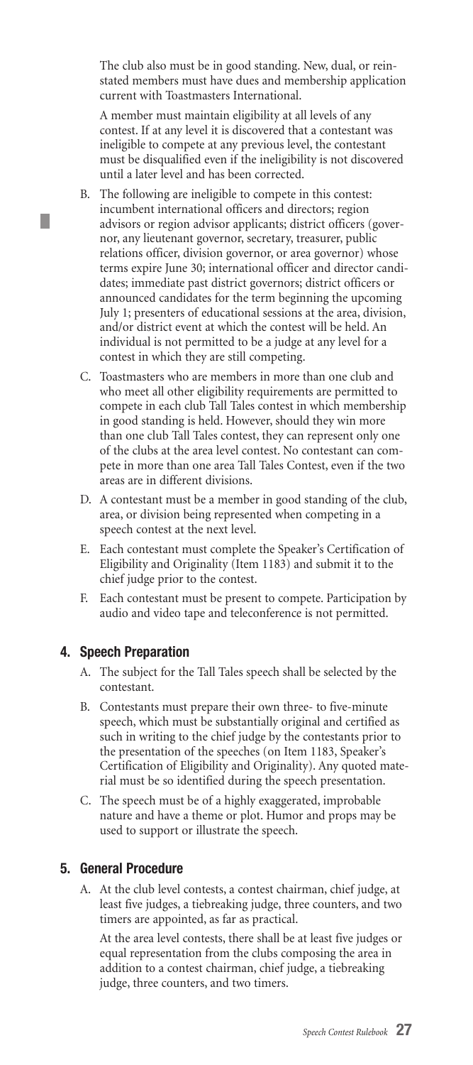The club also must be in good standing. New, dual, or reinstated members must have dues and membership application current with Toastmasters International.

A member must maintain eligibility at all levels of any contest. If at any level it is discovered that a contestant was ineligible to compete at any previous level, the contestant must be disqualified even if the ineligibility is not discovered until a later level and has been corrected.

B. The following are ineligible to compete in this contest: incumbent international officers and directors; region advisors or region advisor applicants; district officers (governor, any lieutenant governor, secretary, treasurer, public relations officer, division governor, or area governor) whose terms expire June 30; international officer and director candidates; immediate past district governors; district officers or announced candidates for the term beginning the upcoming July 1; presenters of educational sessions at the area, division, and/or district event at which the contest will be held. An individual is not permitted to be a judge at any level for a contest in which they are still competing.

C. Toastmasters who are members in more than one club and who meet all other eligibility requirements are permitted to compete in each club Tall Tales contest in which membership in good standing is held. However, should they win more than one club Tall Tales contest, they can represent only one of the clubs at the area level contest. No contestant can compete in more than one area Tall Tales Contest, even if the two areas are in different divisions.

D. A contestant must be a member in good standing of the club, area, or division being represented when competing in a speech contest at the next level.

E. Each contestant must complete the Speaker's Certification of Eligibility and Originality (Item 1183) and submit it to the chief judge prior to the contest.

F. Each contestant must be present to compete. Participation by audio and video tape and teleconference is not permitted.

## 4. Speech Preparation

A. The subject for the Tall Tales speech shall be selected by the contestant.

B. Contestants must prepare their own three- to five-minute speech, which must be substantially original and certified as such in writing to the chief judge by the contestants prior to the presentation of the speeches (on Item 1183, Speaker's Certification of Eligibility and Originality). Any quoted material must be so identified during the speech presentation.

C. The speech must be of a highly exaggerated, improbable nature and have a theme or plot. Humor and props may be used to support or illustrate the speech.

## 5. General Procedure

A. At the club level contests, a contest chairman, chief judge, at least five judges, a tiebreaking judge, three counters, and two timers are appointed, as far as practical.

At the area level contests, there shall be at least five judges or equal representation from the clubs composing the area in addition to a contest chairman, chief judge, a tiebreaking judge, three counters, and two timers.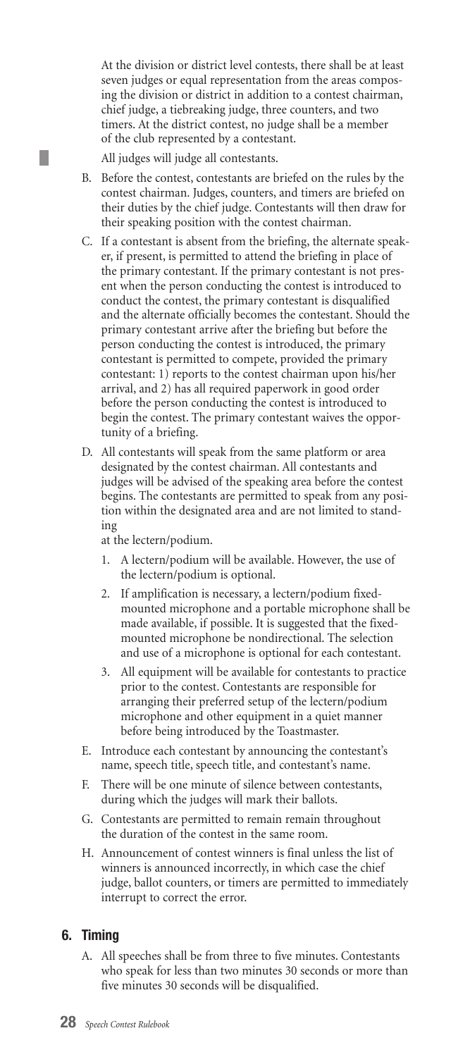At the division or district level contests, there shall be at least seven judges or equal representation from the areas composing the division or district in addition to a contest chairman, chief judge, a tiebreaking judge, three counters, and two timers. At the district contest, no judge shall be a member of the club represented by a contestant.

All judges will judge all contestants.

B. Before the contest, contestants are briefed on the rules by the contest chairman. Judges, counters, and timers are briefed on their duties by the chief judge. Contestants will then draw for their speaking position with the contest chairman.

C. If a contestant is absent from the briefing, the alternate speaker, if present, is permitted to attend the briefing in place of the primary contestant. If the primary contestant is not present when the person conducting the contest is introduced to conduct the contest, the primary contestant is disqualified and the alternate officially becomes the contestant. Should the primary contestant arrive after the briefing but before the person conducting the contest is introduced, the primary contestant is permitted to compete, provided the primary contestant: 1) reports to the contest chairman upon his/her arrival, and 2) has all required paperwork in good order before the person conducting the contest is introduced to begin the contest. The primary contestant waives the opportunity of a briefing.

D. All contestants will speak from the same platform or area designated by the contest chairman. All contestants and judges will be advised of the speaking area before the contest begins. The contestants are permitted to speak from any position within the designated area and are not limited to standing

at the lectern/podium.

1. A lectern/podium will be available. However, the use of the lectern/podium is optional.
2. If amplification is necessary, a lectern/podium fixed-mounted microphone and a portable microphone shall be made available, if possible. It is suggested that the fixed-mounted microphone be nondirectional. The selection and use of a microphone is optional for each contestant.
3. All equipment will be available for contestants to practice prior to the contest. Contestants are responsible for arranging their preferred setup of the lectern/podium microphone and other equipment in a quiet manner before being introduced by the Toastmaster.

E. Introduce each contestant by announcing the contestant's name, speech title, speech title, and contestant's name.

F. There will be one minute of silence between contestants, during which the judges will mark their ballots.

G. Contestants are permitted to remain remain throughout the duration of the contest in the same room.

H. Announcement of contest winners is final unless the list of winners is announced incorrectly, in which case the chief judge, ballot counters, or timers are permitted to immediately interrupt to correct the error.

## 6. Timing

A. All speeches shall be from three to five minutes. Contestants who speak for less than two minutes 30 seconds or more than five minutes 30 seconds will be disqualified.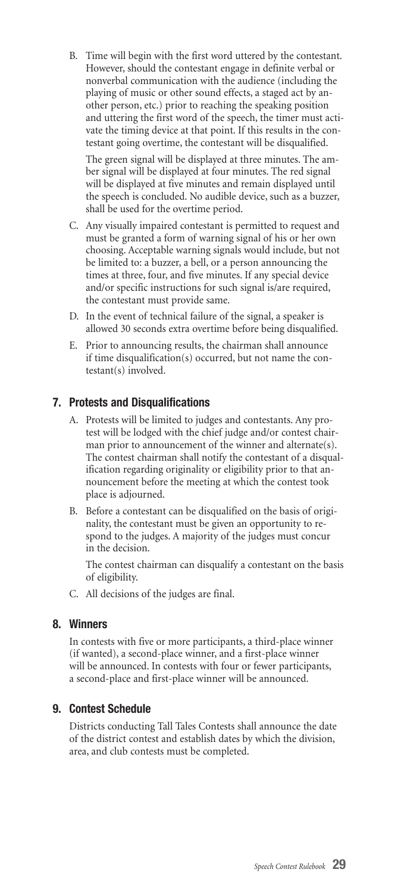B. Time will begin with the first word uttered by the contestant. However, should the contestant engage in definite verbal or nonverbal communication with the audience (including the playing of music or other sound effects, a staged act by another person, etc.) prior to reaching the speaking position and uttering the first word of the speech, the timer must activate the timing device at that point. If this results in the contestant going overtime, the contestant will be disqualified.

   The green signal will be displayed at three minutes. The amber signal will be displayed at four minutes. The red signal will be displayed at five minutes and remain displayed until the speech is concluded. No audible device, such as a buzzer, shall be used for the overtime period.

C. Any visually impaired contestant is permitted to request and must be granted a form of warning signal of his or her own choosing. Acceptable warning signals would include, but not be limited to: a buzzer, a bell, or a person announcing the times at three, four, and five minutes. If any special device and/or specific instructions for such signal is/are required, the contestant must provide same.

D. In the event of technical failure of the signal, a speaker is allowed 30 seconds extra overtime before being disqualified.

E. Prior to announcing results, the chairman shall announce if time disqualification(s) occurred, but not name the contestant(s) involved.

## 7. Protests and Disqualifications

A. Protests will be limited to judges and contestants. Any protest will be lodged with the chief judge and/or contest chairman prior to announcement of the winner and alternate(s). The contest chairman shall notify the contestant of a disqualification regarding originality or eligibility prior to that announcement before the meeting at which the contest took place is adjourned.

B. Before a contestant can be disqualified on the basis of originality, the contestant must be given an opportunity to respond to the judges. A majority of the judges must concur in the decision.

   The contest chairman can disqualify a contestant on the basis of eligibility.

C. All decisions of the judges are final.

## 8. Winners

In contests with five or more participants, a third-place winner (if wanted), a second-place winner, and a first-place winner will be announced. In contests with four or fewer participants, a second-place and first-place winner will be announced.

## 9. Contest Schedule

Districts conducting Tall Tales Contests shall announce the date of the district contest and establish dates by which the division, area, and club contests must be completed.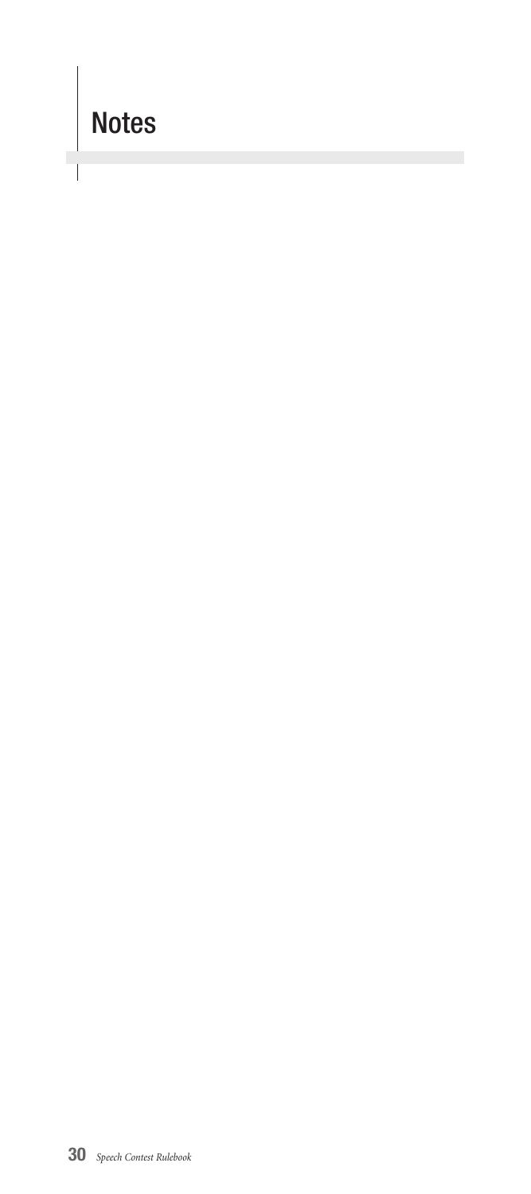# Notes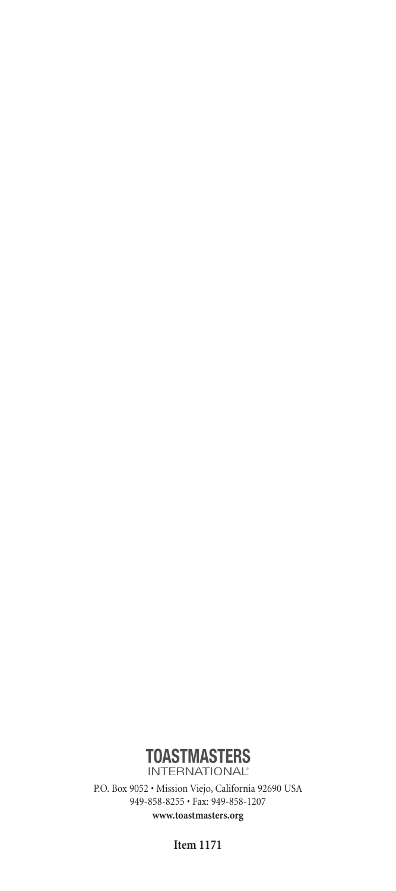**TOASTMASTERS**
INTERNATIONAL®

P.O. Box 9052 • Mission Viejo, California 92690 USA
949-858-8255 • Fax: 949-858-1207
**www.toastmasters.org**

**Item 1171**